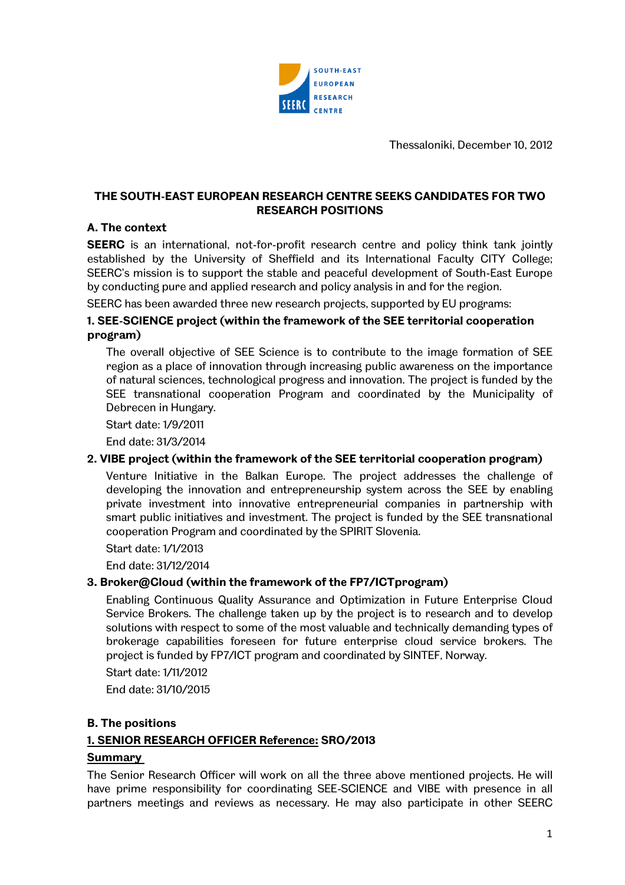SOUTH-EAST EUROPEAN RESEARCH CENTRE

Thessaloniki, December 10, 2012

## THE SOUTH-EAST EUROPEAN RESEARCH CENTRE SEEKS CANDIDATES FOR TWO RESEARCH POSITIONS

### A. The context

**SEERC** is an international, not-for-profit research centre and policy think tank jointly established by the University of Sheffield and its International Faculty CITY College; SEERC's mission is to support the stable and peaceful development of South-East Europe by conducting pure and applied research and policy analysis in and for the region.

SEERC has been awarded three new research projects, supported by EU programs:

**1. SEE-SCIENCE project (within the framework of the SEE territorial cooperation program)**

The overall objective of SEE Science is to contribute to the image formation of SEE region as a place of innovation through increasing public awareness on the importance of natural sciences, technological progress and innovation. The project is funded by the SEE transnational cooperation Program and coordinated by the Municipality of Debrecen in Hungary.

Start date: 1/9/2011

End date: 31/3/2014

**2. VIBE project (within the framework of the SEE territorial cooperation program)**

Venture Initiative in the Balkan Europe. The project addresses the challenge of developing the innovation and entrepreneurship system across the SEE by enabling private investment into innovative entrepreneurial companies in partnership with smart public initiatives and investment. The project is funded by the SEE transnational cooperation Program and coordinated by the SPIRIT Slovenia.

Start date: 1/1/2013

End date: 31/12/2014

**3. Broker@Cloud (within the framework of the FP7/ICTprogram)**

Enabling Continuous Quality Assurance and Optimization in Future Enterprise Cloud Service Brokers. The challenge taken up by the project is to research and to develop solutions with respect to some of the most valuable and technically demanding types of brokerage capabilities foreseen for future enterprise cloud service brokers. The project is funded by FP7/ICT program and coordinated by SINTEF, Norway.

Start date: 1/11/2012

End date: 31/10/2015

### B. The positions

**1. SENIOR RESEARCH OFFICER Reference: SRO/2013**

**Summary**

The Senior Research Officer will work on all the three above mentioned projects. He will have prime responsibility for coordinating SEE-SCIENCE and VIBE with presence in all partners meetings and reviews as necessary. He may also participate in other SEERC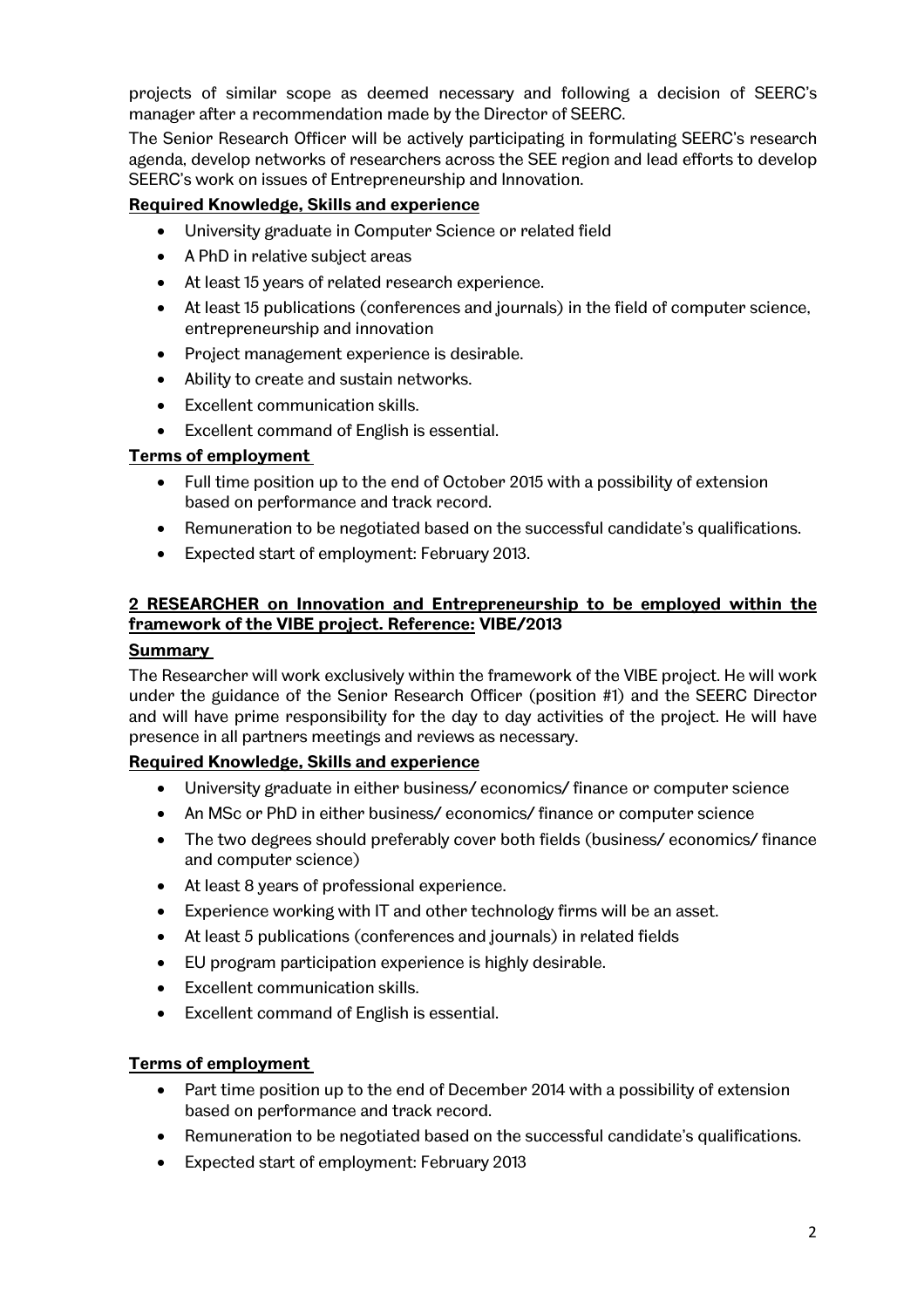projects of similar scope as deemed necessary and following a decision of SEERC's manager after a recommendation made by the Director of SEERC.

The Senior Research Officer will be actively participating in formulating SEERC's research agenda, develop networks of researchers across the SEE region and lead efforts to develop SEERC's work on issues of Entrepreneurship and Innovation.

**Required Knowledge, Skills and experience**

- University graduate in Computer Science or related field
- A PhD in relative subject areas
- At least 15 years of related research experience.
- At least 15 publications (conferences and journals) in the field of computer science, entrepreneurship and innovation
- Project management experience is desirable.
- Ability to create and sustain networks.
- Excellent communication skills.
- Excellent command of English is essential.

**Terms of employment**

- Full time position up to the end of October 2015 with a possibility of extension based on performance and track record.
- Remuneration to be negotiated based on the successful candidate's qualifications.
- Expected start of employment: February 2013.

**2 RESEARCHER on Innovation and Entrepreneurship to be employed within the framework of the VIBE project. Reference: VIBE/2013**

**Summary**

The Researcher will work exclusively within the framework of the VIBE project. He will work under the guidance of the Senior Research Officer (position #1) and the SEERC Director and will have prime responsibility for the day to day activities of the project. He will have presence in all partners meetings and reviews as necessary.

**Required Knowledge, Skills and experience**

- University graduate in either business/ economics/ finance or computer science
- An MSc or PhD in either business/ economics/ finance or computer science
- The two degrees should preferably cover both fields (business/ economics/ finance and computer science)
- At least 8 years of professional experience.
- Experience working with IT and other technology firms will be an asset.
- At least 5 publications (conferences and journals) in related fields
- EU program participation experience is highly desirable.
- Excellent communication skills.
- Excellent command of English is essential.

**Terms of employment**

- Part time position up to the end of December 2014 with a possibility of extension based on performance and track record.
- Remuneration to be negotiated based on the successful candidate's qualifications.
- Expected start of employment: February 2013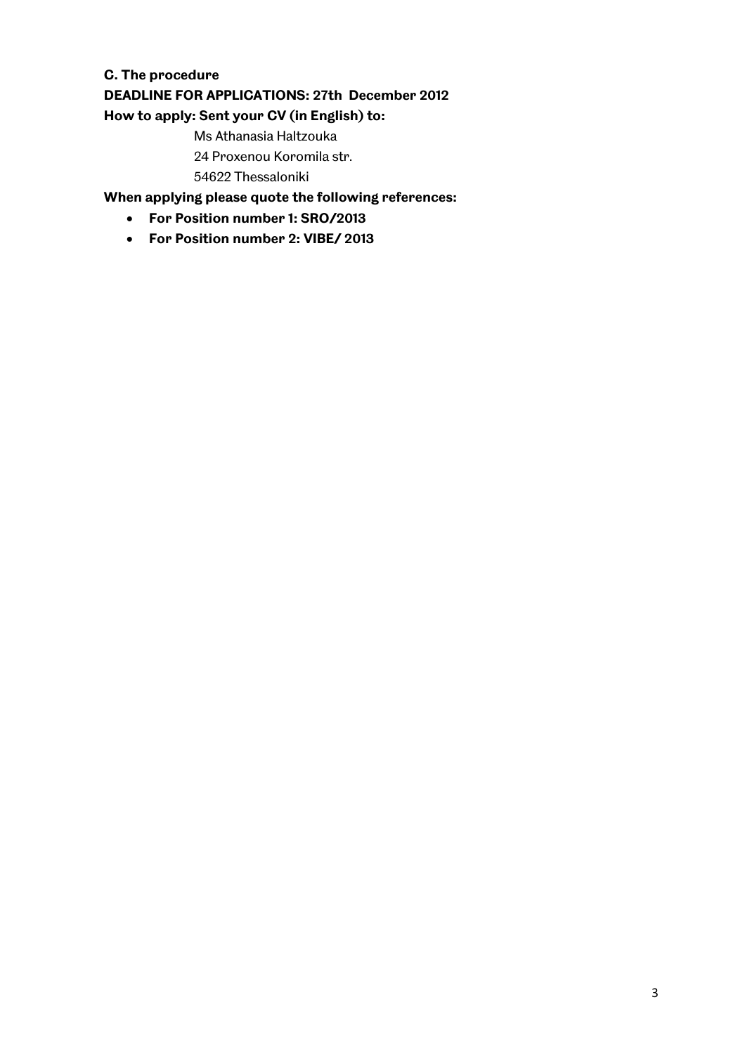**C. The procedure**

**DEADLINE FOR APPLICATIONS: 27th December 2012**

**How to apply: Sent your CV (in English) to:**

Ms Athanasia Haltzouka
24 Proxenou Koromila str.
54622 Thessaloniki

**When applying please quote the following references:**

- **For Position number 1: SRO/2013**
- **For Position number 2: VIBE/ 2013**